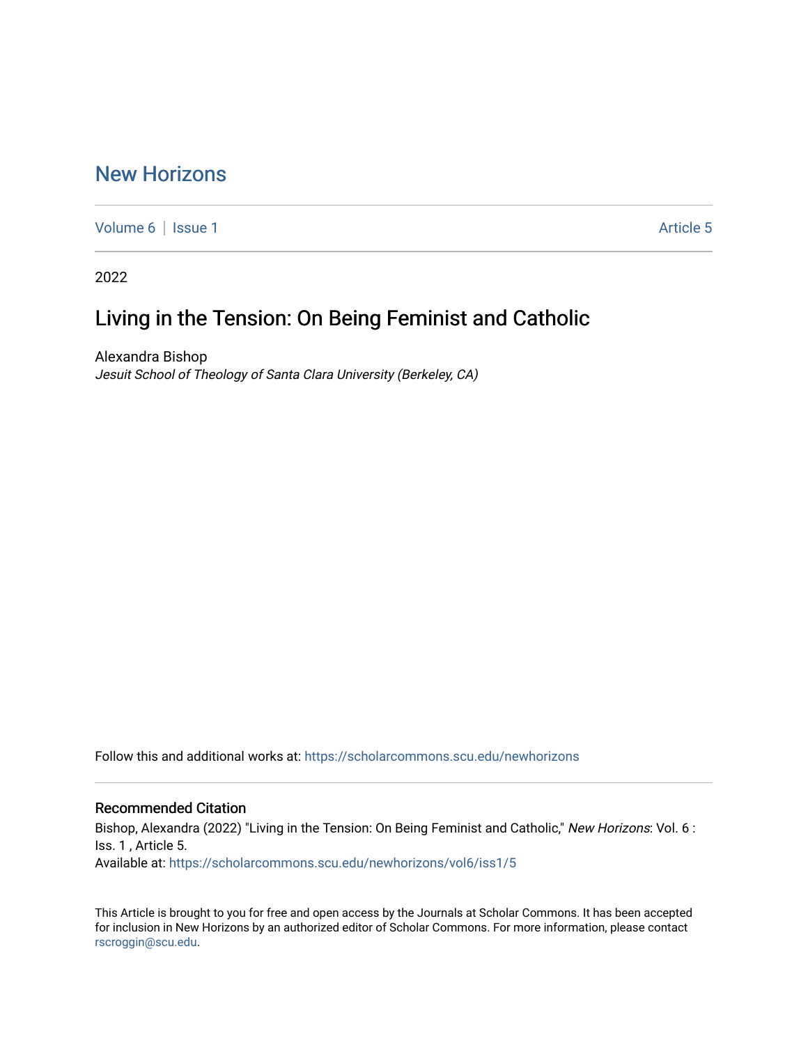# New Horizons

Volume 6 | Issue 1 Article 5

2022

## Living in the Tension: On Being Feminist and Catholic

Alexandra Bishop
*Jesuit School of Theology of Santa Clara University (Berkeley, CA)*

Follow this and additional works at: https://scholarcommons.scu.edu/newhorizons

### Recommended Citation

Bishop, Alexandra (2022) "Living in the Tension: On Being Feminist and Catholic," *New Horizons*: Vol. 6 : Iss. 1 , Article 5.
Available at: https://scholarcommons.scu.edu/newhorizons/vol6/iss1/5

This Article is brought to you for free and open access by the Journals at Scholar Commons. It has been accepted for inclusion in New Horizons by an authorized editor of Scholar Commons. For more information, please contact rscroggin@scu.edu.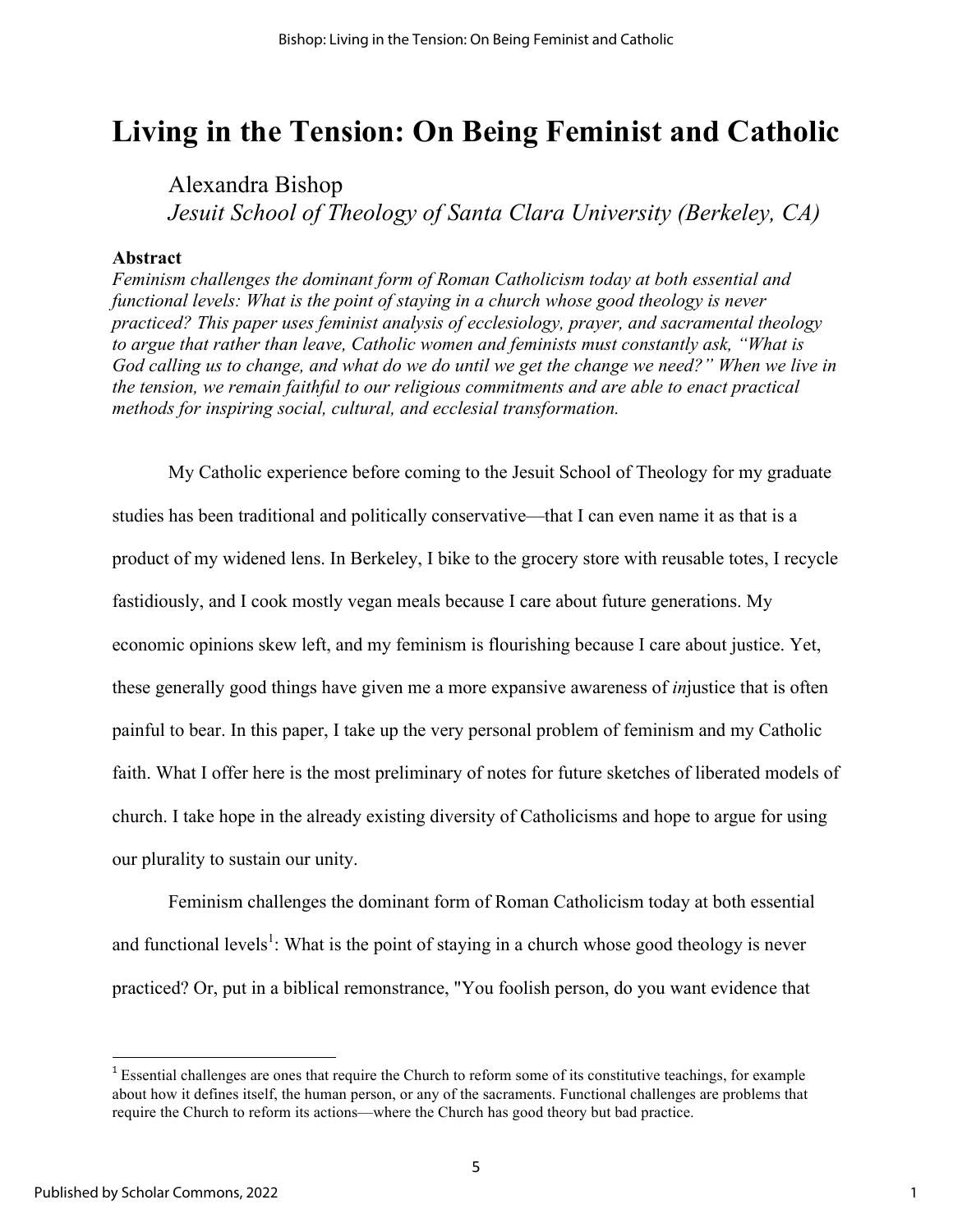# Living in the Tension: On Being Feminist and Catholic

Alexandra Bishop
*Jesuit School of Theology of Santa Clara University (Berkeley, CA)*

**Abstract**
*Feminism challenges the dominant form of Roman Catholicism today at both essential and functional levels: What is the point of staying in a church whose good theology is never practiced? This paper uses feminist analysis of ecclesiology, prayer, and sacramental theology to argue that rather than leave, Catholic women and feminists must constantly ask, "What is God calling us to change, and what do we do until we get the change we need?" When we live in the tension, we remain faithful to our religious commitments and are able to enact practical methods for inspiring social, cultural, and ecclesial transformation.*

My Catholic experience before coming to the Jesuit School of Theology for my graduate studies has been traditional and politically conservative—that I can even name it as that is a product of my widened lens. In Berkeley, I bike to the grocery store with reusable totes, I recycle fastidiously, and I cook mostly vegan meals because I care about future generations. My economic opinions skew left, and my feminism is flourishing because I care about justice. Yet, these generally good things have given me a more expansive awareness of *in*justice that is often painful to bear. In this paper, I take up the very personal problem of feminism and my Catholic faith. What I offer here is the most preliminary of notes for future sketches of liberated models of church. I take hope in the already existing diversity of Catholicisms and hope to argue for using our plurality to sustain our unity.

Feminism challenges the dominant form of Roman Catholicism today at both essential and functional levels[1]: What is the point of staying in a church whose good theology is never practiced? Or, put in a biblical remonstrance, "You foolish person, do you want evidence that

[1] Essential challenges are ones that require the Church to reform some of its constitutive teachings, for example about how it defines itself, the human person, or any of the sacraments. Functional challenges are problems that require the Church to reform its actions—where the Church has good theory but bad practice.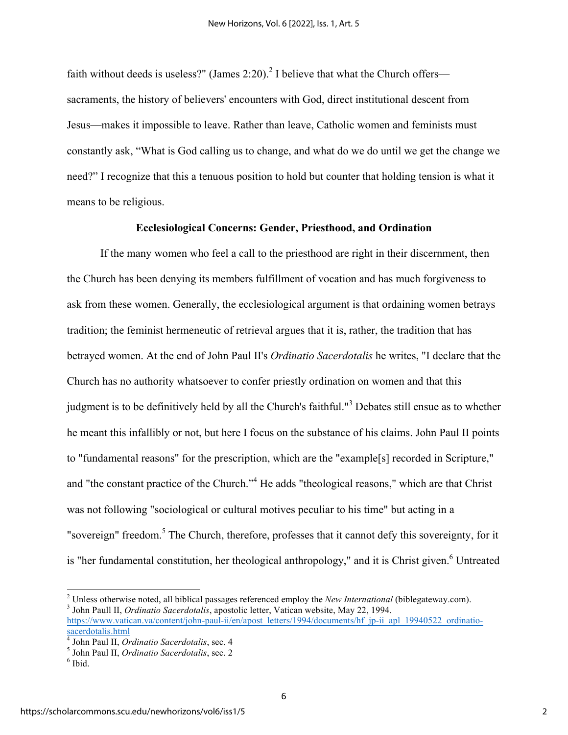faith without deeds is useless?" (James 2:20).[2] I believe that what the Church offers—sacraments, the history of believers' encounters with God, direct institutional descent from Jesus—makes it impossible to leave. Rather than leave, Catholic women and feminists must constantly ask, "What is God calling us to change, and what do we do until we get the change we need?" I recognize that this a tenuous position to hold but counter that holding tension is what it means to be religious.

### Ecclesiological Concerns: Gender, Priesthood, and Ordination

If the many women who feel a call to the priesthood are right in their discernment, then the Church has been denying its members fulfillment of vocation and has much forgiveness to ask from these women. Generally, the ecclesiological argument is that ordaining women betrays tradition; the feminist hermeneutic of retrieval argues that it is, rather, the tradition that has betrayed women. At the end of John Paul II's *Ordinatio Sacerdotalis* he writes, "I declare that the Church has no authority whatsoever to confer priestly ordination on women and that this judgment is to be definitively held by all the Church's faithful."[3] Debates still ensue as to whether he meant this infallibly or not, but here I focus on the substance of his claims. John Paul II points to "fundamental reasons" for the prescription, which are the "example[s] recorded in Scripture," and "the constant practice of the Church."[4] He adds "theological reasons," which are that Christ was not following "sociological or cultural motives peculiar to his time" but acting in a "sovereign" freedom.[5] The Church, therefore, professes that it cannot defy this sovereignty, for it is "her fundamental constitution, her theological anthropology," and it is Christ given.[6] Untreated

---

[2] Unless otherwise noted, all biblical passages referenced employ the *New International* (biblegateway.com).

[3] John Paull II, *Ordinatio Sacerdotalis*, apostolic letter, Vatican website, May 22, 1994. https://www.vatican.va/content/john-paul-ii/en/apost_letters/1994/documents/hf_jp-ii_apl_19940522_ordinatio-sacerdotalis.html

[4] John Paul II, *Ordinatio Sacerdotalis*, sec. 4

[5] John Paul II, *Ordinatio Sacerdotalis*, sec. 2

[6] Ibid.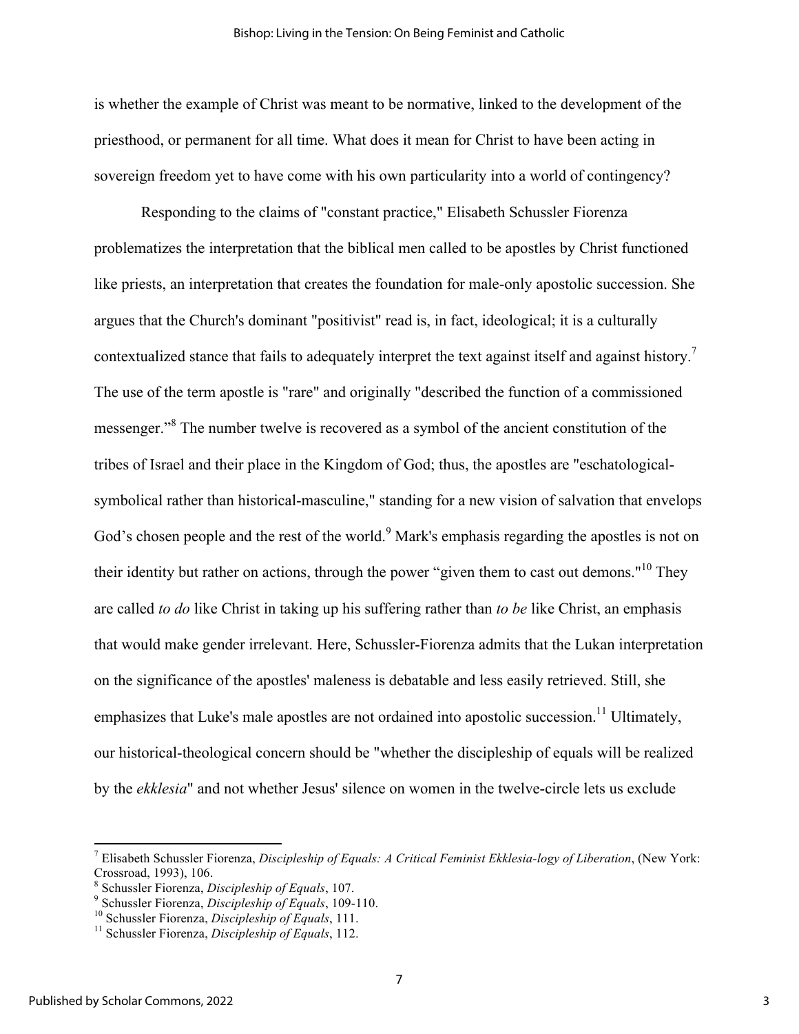is whether the example of Christ was meant to be normative, linked to the development of the priesthood, or permanent for all time. What does it mean for Christ to have been acting in sovereign freedom yet to have come with his own particularity into a world of contingency?

Responding to the claims of "constant practice," Elisabeth Schussler Fiorenza problematizes the interpretation that the biblical men called to be apostles by Christ functioned like priests, an interpretation that creates the foundation for male-only apostolic succession. She argues that the Church's dominant "positivist" read is, in fact, ideological; it is a culturally contextualized stance that fails to adequately interpret the text against itself and against history.[7] The use of the term apostle is "rare" and originally "described the function of a commissioned messenger."[8] The number twelve is recovered as a symbol of the ancient constitution of the tribes of Israel and their place in the Kingdom of God; thus, the apostles are "eschatological-symbolical rather than historical-masculine," standing for a new vision of salvation that envelops God's chosen people and the rest of the world.[9] Mark's emphasis regarding the apostles is not on their identity but rather on actions, through the power "given them to cast out demons."[10] They are called *to do* like Christ in taking up his suffering rather than *to be* like Christ, an emphasis that would make gender irrelevant. Here, Schussler-Fiorenza admits that the Lukan interpretation on the significance of the apostles' maleness is debatable and less easily retrieved. Still, she emphasizes that Luke's male apostles are not ordained into apostolic succession.[11] Ultimately, our historical-theological concern should be "whether the discipleship of equals will be realized by the *ekklesia*" and not whether Jesus' silence on women in the twelve-circle lets us exclude

---

[7] Elisabeth Schussler Fiorenza, *Discipleship of Equals: A Critical Feminist Ekklesia-logy of Liberation*, (New York: Crossroad, 1993), 106.
[8] Schussler Fiorenza, *Discipleship of Equals*, 107.
[9] Schussler Fiorenza, *Discipleship of Equals*, 109-110.
[10] Schussler Fiorenza, *Discipleship of Equals*, 111.
[11] Schussler Fiorenza, *Discipleship of Equals*, 112.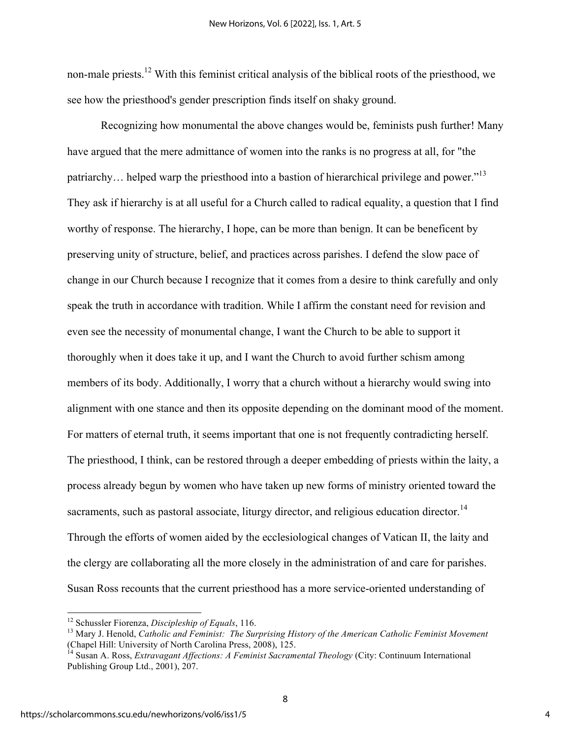non-male priests.[12] With this feminist critical analysis of the biblical roots of the priesthood, we see how the priesthood's gender prescription finds itself on shaky ground.

Recognizing how monumental the above changes would be, feminists push further! Many have argued that the mere admittance of women into the ranks is no progress at all, for "the patriarchy… helped warp the priesthood into a bastion of hierarchical privilege and power."[13] They ask if hierarchy is at all useful for a Church called to radical equality, a question that I find worthy of response. The hierarchy, I hope, can be more than benign. It can be beneficent by preserving unity of structure, belief, and practices across parishes. I defend the slow pace of change in our Church because I recognize that it comes from a desire to think carefully and only speak the truth in accordance with tradition. While I affirm the constant need for revision and even see the necessity of monumental change, I want the Church to be able to support it thoroughly when it does take it up, and I want the Church to avoid further schism among members of its body. Additionally, I worry that a church without a hierarchy would swing into alignment with one stance and then its opposite depending on the dominant mood of the moment. For matters of eternal truth, it seems important that one is not frequently contradicting herself. The priesthood, I think, can be restored through a deeper embedding of priests within the laity, a process already begun by women who have taken up new forms of ministry oriented toward the sacraments, such as pastoral associate, liturgy director, and religious education director.[14] Through the efforts of women aided by the ecclesiological changes of Vatican II, the laity and the clergy are collaborating all the more closely in the administration of and care for parishes. Susan Ross recounts that the current priesthood has a more service-oriented understanding of

---

[12] Schussler Fiorenza, *Discipleship of Equals*, 116.

[13] Mary J. Henold, *Catholic and Feminist: The Surprising History of the American Catholic Feminist Movement* (Chapel Hill: University of North Carolina Press, 2008), 125.

[14] Susan A. Ross, *Extravagant Affections: A Feminist Sacramental Theology* (City: Continuum International Publishing Group Ltd., 2001), 207.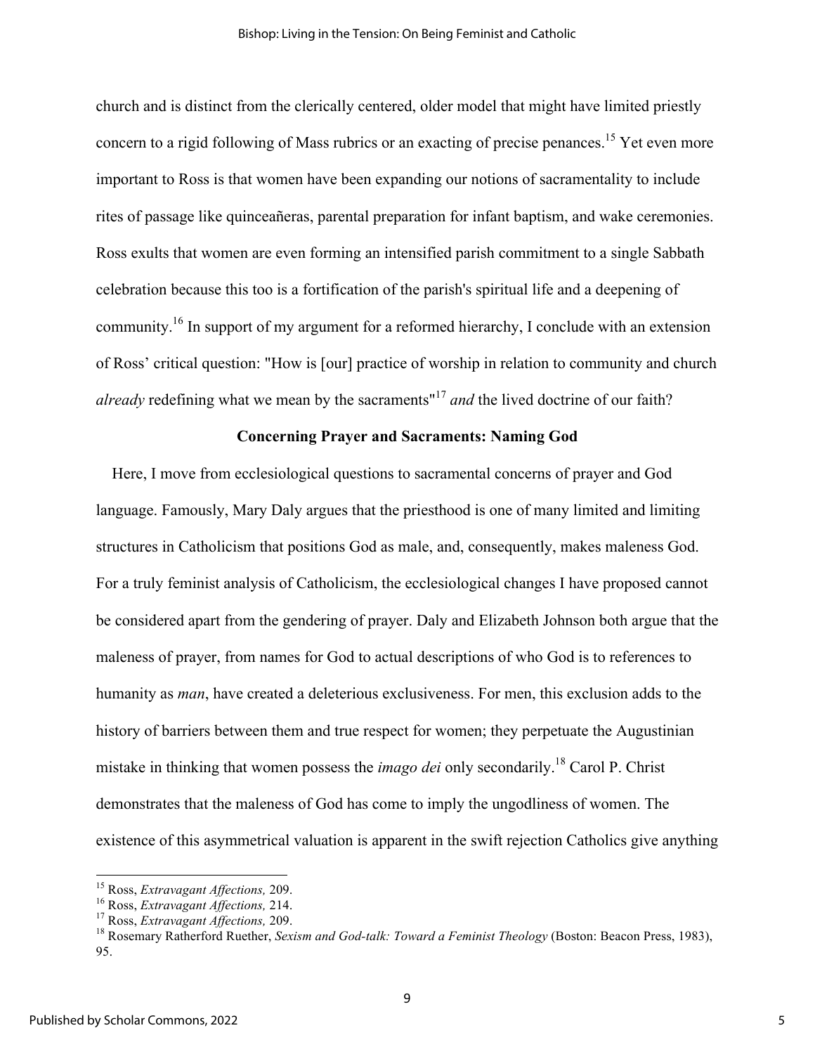church and is distinct from the clerically centered, older model that might have limited priestly concern to a rigid following of Mass rubrics or an exacting of precise penances.[15] Yet even more important to Ross is that women have been expanding our notions of sacramentality to include rites of passage like quinceañeras, parental preparation for infant baptism, and wake ceremonies. Ross exults that women are even forming an intensified parish commitment to a single Sabbath celebration because this too is a fortification of the parish's spiritual life and a deepening of community.[16] In support of my argument for a reformed hierarchy, I conclude with an extension of Ross' critical question: "How is [our] practice of worship in relation to community and church *already* redefining what we mean by the sacraments"[17] *and* the lived doctrine of our faith?

### Concerning Prayer and Sacraments: Naming God

Here, I move from ecclesiological questions to sacramental concerns of prayer and God language. Famously, Mary Daly argues that the priesthood is one of many limited and limiting structures in Catholicism that positions God as male, and, consequently, makes maleness God. For a truly feminist analysis of Catholicism, the ecclesiological changes I have proposed cannot be considered apart from the gendering of prayer. Daly and Elizabeth Johnson both argue that the maleness of prayer, from names for God to actual descriptions of who God is to references to humanity as *man*, have created a deleterious exclusiveness. For men, this exclusion adds to the history of barriers between them and true respect for women; they perpetuate the Augustinian mistake in thinking that women possess the *imago dei* only secondarily.[18] Carol P. Christ demonstrates that the maleness of God has come to imply the ungodliness of women. The existence of this asymmetrical valuation is apparent in the swift rejection Catholics give anything

---

[15] Ross, *Extravagant Affections,* 209.

[16] Ross, *Extravagant Affections,* 214.

[17] Ross, *Extravagant Affections,* 209.

[18] Rosemary Ratherford Ruether, *Sexism and God-talk: Toward a Feminist Theology* (Boston: Beacon Press, 1983), 95.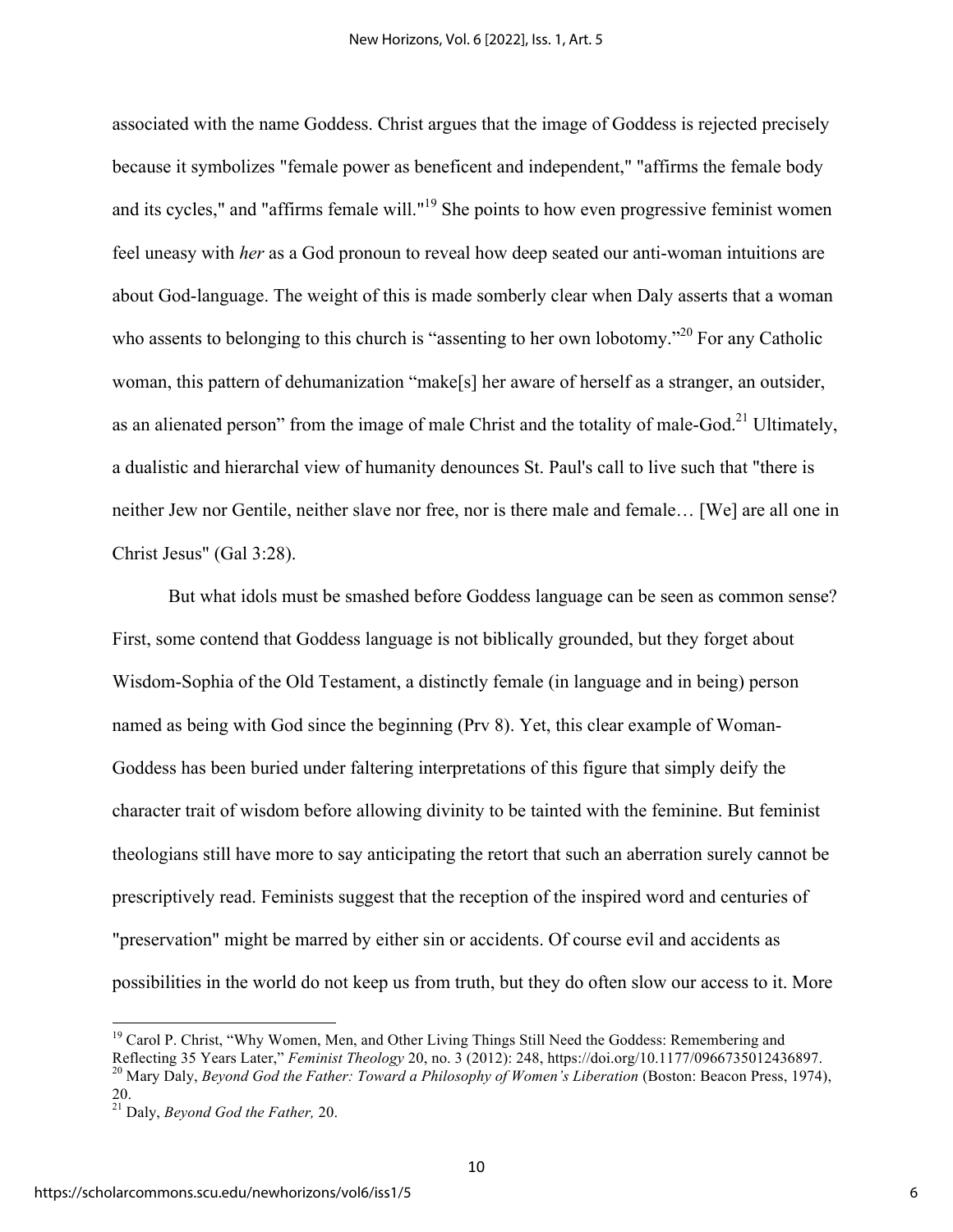associated with the name Goddess. Christ argues that the image of Goddess is rejected precisely because it symbolizes "female power as beneficent and independent," "affirms the female body and its cycles," and "affirms female will."[19] She points to how even progressive feminist women feel uneasy with *her* as a God pronoun to reveal how deep seated our anti-woman intuitions are about God-language. The weight of this is made somberly clear when Daly asserts that a woman who assents to belonging to this church is "assenting to her own lobotomy."[20] For any Catholic woman, this pattern of dehumanization "make[s] her aware of herself as a stranger, an outsider, as an alienated person" from the image of male Christ and the totality of male-God.[21] Ultimately, a dualistic and hierarchal view of humanity denounces St. Paul's call to live such that "there is neither Jew nor Gentile, neither slave nor free, nor is there male and female… [We] are all one in Christ Jesus" (Gal 3:28).

But what idols must be smashed before Goddess language can be seen as common sense? First, some contend that Goddess language is not biblically grounded, but they forget about Wisdom-Sophia of the Old Testament, a distinctly female (in language and in being) person named as being with God since the beginning (Prv 8). Yet, this clear example of Woman-Goddess has been buried under faltering interpretations of this figure that simply deify the character trait of wisdom before allowing divinity to be tainted with the feminine. But feminist theologians still have more to say anticipating the retort that such an aberration surely cannot be prescriptively read. Feminists suggest that the reception of the inspired word and centuries of "preservation" might be marred by either sin or accidents. Of course evil and accidents as possibilities in the world do not keep us from truth, but they do often slow our access to it. More

---

[19] Carol P. Christ, "Why Women, Men, and Other Living Things Still Need the Goddess: Remembering and Reflecting 35 Years Later," *Feminist Theology* 20, no. 3 (2012): 248, https://doi.org/10.1177/0966735012436897.

[20] Mary Daly, *Beyond God the Father: Toward a Philosophy of Women's Liberation* (Boston: Beacon Press, 1974), 20.

[21] Daly, *Beyond God the Father,* 20.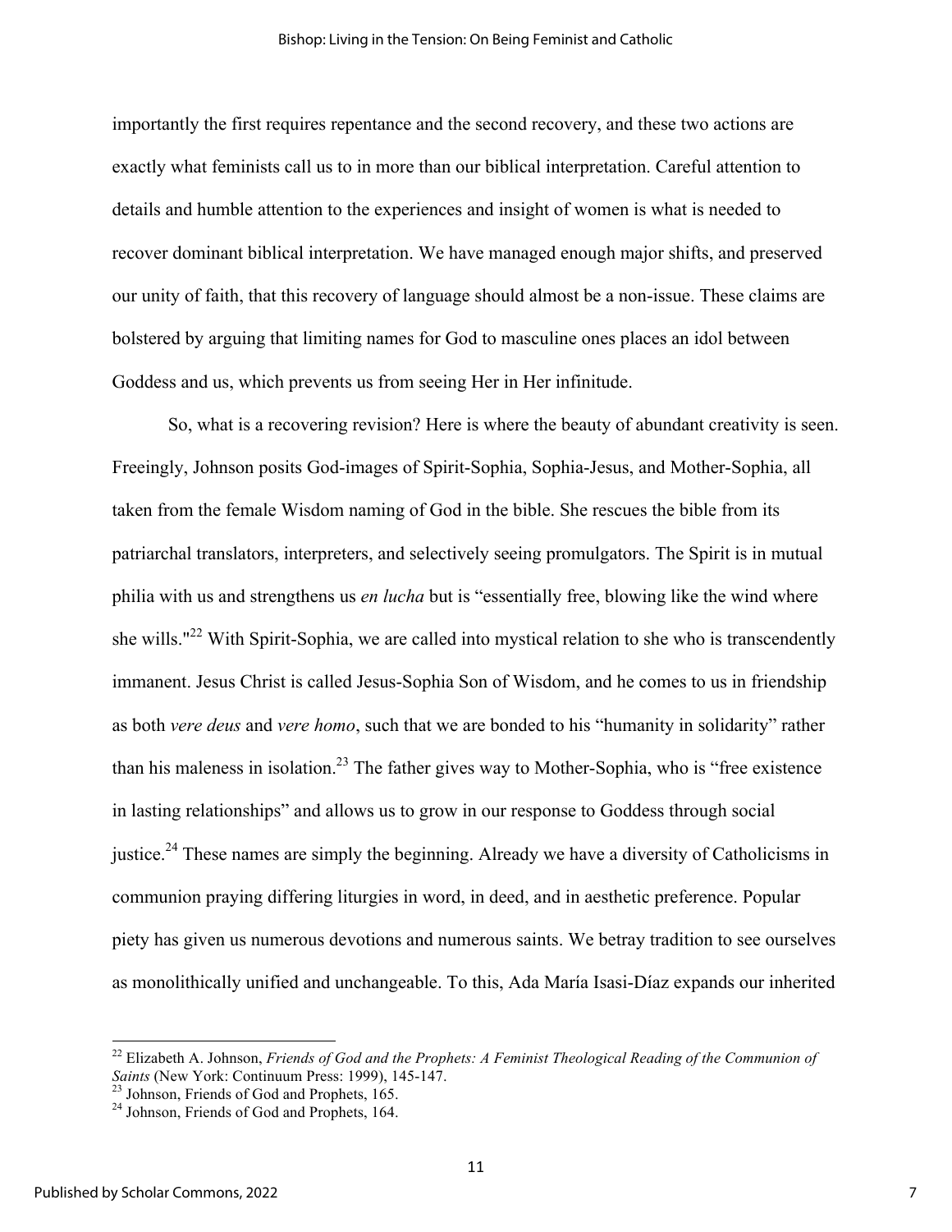importantly the first requires repentance and the second recovery, and these two actions are exactly what feminists call us to in more than our biblical interpretation. Careful attention to details and humble attention to the experiences and insight of women is what is needed to recover dominant biblical interpretation. We have managed enough major shifts, and preserved our unity of faith, that this recovery of language should almost be a non-issue. These claims are bolstered by arguing that limiting names for God to masculine ones places an idol between Goddess and us, which prevents us from seeing Her in Her infinitude.

So, what is a recovering revision? Here is where the beauty of abundant creativity is seen. Freeingly, Johnson posits God-images of Spirit-Sophia, Sophia-Jesus, and Mother-Sophia, all taken from the female Wisdom naming of God in the bible. She rescues the bible from its patriarchal translators, interpreters, and selectively seeing promulgators. The Spirit is in mutual philia with us and strengthens us *en lucha* but is "essentially free, blowing like the wind where she wills."[22] With Spirit-Sophia, we are called into mystical relation to she who is transcendently immanent. Jesus Christ is called Jesus-Sophia Son of Wisdom, and he comes to us in friendship as both *vere deus* and *vere homo*, such that we are bonded to his "humanity in solidarity" rather than his maleness in isolation.[23] The father gives way to Mother-Sophia, who is "free existence in lasting relationships" and allows us to grow in our response to Goddess through social justice.[24] These names are simply the beginning. Already we have a diversity of Catholicisms in communion praying differing liturgies in word, in deed, and in aesthetic preference. Popular piety has given us numerous devotions and numerous saints. We betray tradition to see ourselves as monolithically unified and unchangeable. To this, Ada María Isasi-Díaz expands our inherited

[22] Elizabeth A. Johnson, *Friends of God and the Prophets: A Feminist Theological Reading of the Communion of Saints* (New York: Continuum Press: 1999), 145-147.
[23] Johnson, Friends of God and Prophets, 165.
[24] Johnson, Friends of God and Prophets, 164.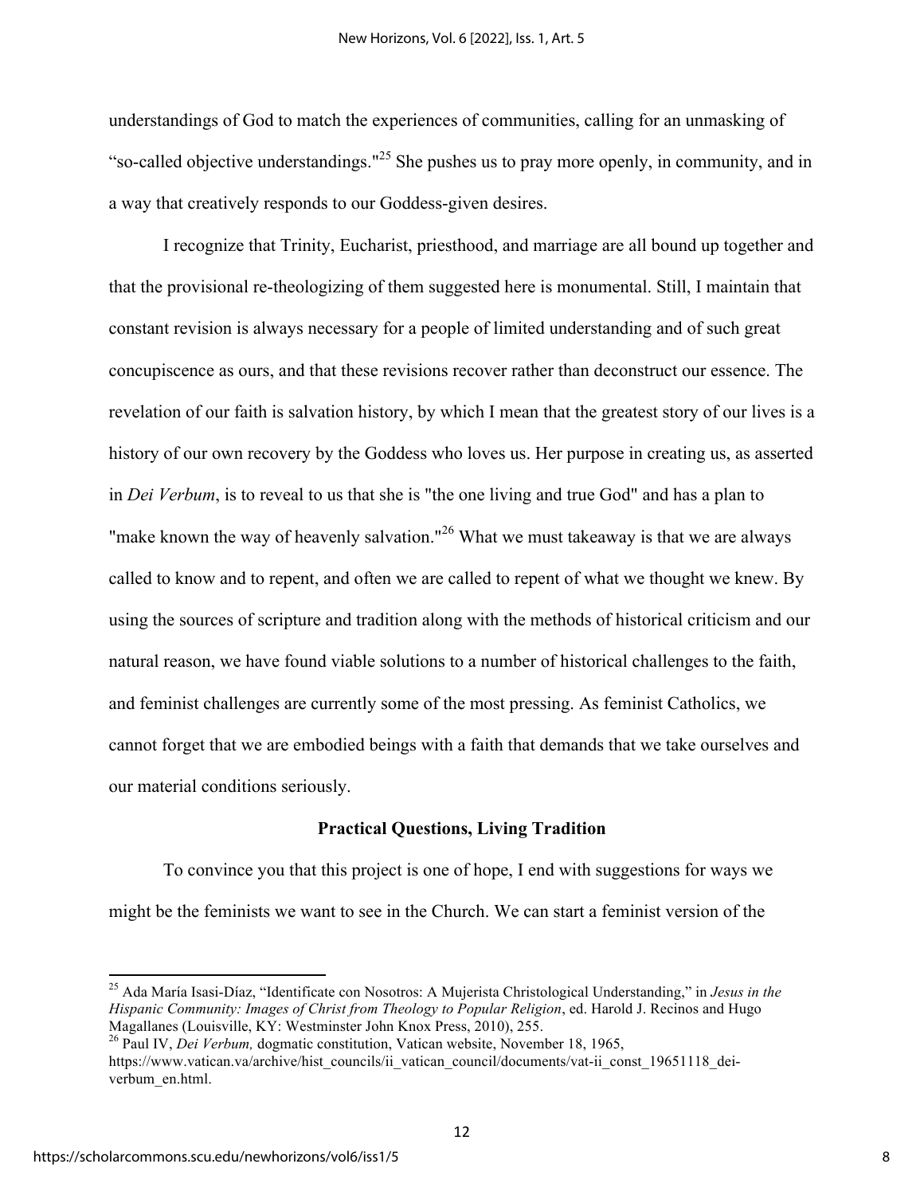understandings of God to match the experiences of communities, calling for an unmasking of "so-called objective understandings."[25] She pushes us to pray more openly, in community, and in a way that creatively responds to our Goddess-given desires.

I recognize that Trinity, Eucharist, priesthood, and marriage are all bound up together and that the provisional re-theologizing of them suggested here is monumental. Still, I maintain that constant revision is always necessary for a people of limited understanding and of such great concupiscence as ours, and that these revisions recover rather than deconstruct our essence. The revelation of our faith is salvation history, by which I mean that the greatest story of our lives is a history of our own recovery by the Goddess who loves us. Her purpose in creating us, as asserted in *Dei Verbum*, is to reveal to us that she is "the one living and true God" and has a plan to "make known the way of heavenly salvation."[26] What we must takeaway is that we are always called to know and to repent, and often we are called to repent of what we thought we knew. By using the sources of scripture and tradition along with the methods of historical criticism and our natural reason, we have found viable solutions to a number of historical challenges to the faith, and feminist challenges are currently some of the most pressing. As feminist Catholics, we cannot forget that we are embodied beings with a faith that demands that we take ourselves and our material conditions seriously.

**Practical Questions, Living Tradition**

To convince you that this project is one of hope, I end with suggestions for ways we might be the feminists we want to see in the Church. We can start a feminist version of the

---

[25] Ada María Isasi-Díaz, "Identifícate con Nosotros: A Mujerista Christological Understanding," in *Jesus in the Hispanic Community: Images of Christ from Theology to Popular Religion*, ed. Harold J. Recinos and Hugo Magallanes (Louisville, KY: Westminster John Knox Press, 2010), 255.

[26] Paul IV, *Dei Verbum,* dogmatic constitution, Vatican website, November 18, 1965, https://www.vatican.va/archive/hist_councils/ii_vatican_council/documents/vat-ii_const_19651118_dei-verbum_en.html.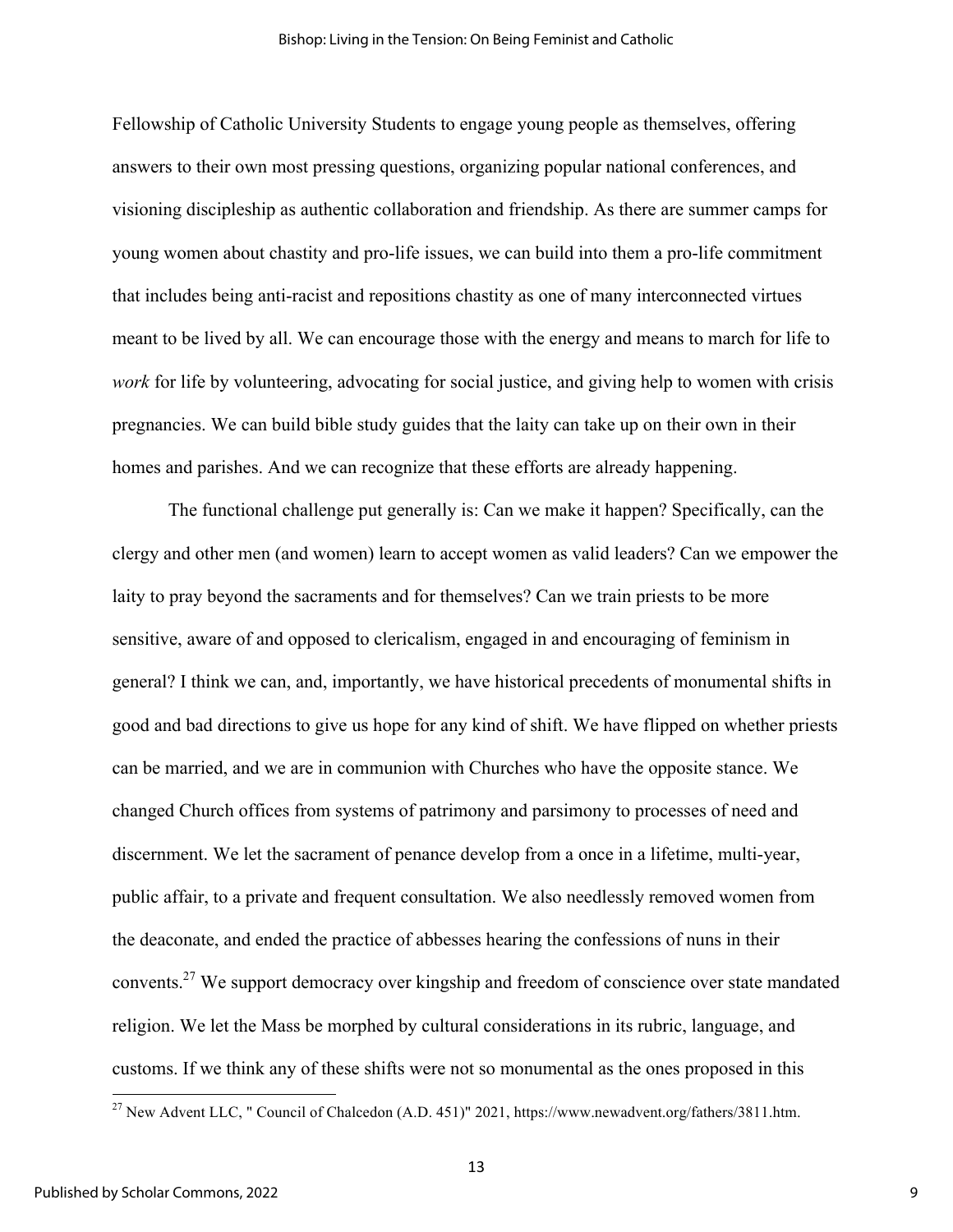Fellowship of Catholic University Students to engage young people as themselves, offering answers to their own most pressing questions, organizing popular national conferences, and visioning discipleship as authentic collaboration and friendship. As there are summer camps for young women about chastity and pro-life issues, we can build into them a pro-life commitment that includes being anti-racist and repositions chastity as one of many interconnected virtues meant to be lived by all. We can encourage those with the energy and means to march for life to *work* for life by volunteering, advocating for social justice, and giving help to women with crisis pregnancies. We can build bible study guides that the laity can take up on their own in their homes and parishes. And we can recognize that these efforts are already happening.

The functional challenge put generally is: Can we make it happen? Specifically, can the clergy and other men (and women) learn to accept women as valid leaders? Can we empower the laity to pray beyond the sacraments and for themselves? Can we train priests to be more sensitive, aware of and opposed to clericalism, engaged in and encouraging of feminism in general? I think we can, and, importantly, we have historical precedents of monumental shifts in good and bad directions to give us hope for any kind of shift. We have flipped on whether priests can be married, and we are in communion with Churches who have the opposite stance. We changed Church offices from systems of patrimony and parsimony to processes of need and discernment. We let the sacrament of penance develop from a once in a lifetime, multi-year, public affair, to a private and frequent consultation. We also needlessly removed women from the deaconate, and ended the practice of abbesses hearing the confessions of nuns in their convents.[27] We support democracy over kingship and freedom of conscience over state mandated religion. We let the Mass be morphed by cultural considerations in its rubric, language, and customs. If we think any of these shifts were not so monumental as the ones proposed in this

[27] New Advent LLC, " Council of Chalcedon (A.D. 451)" 2021, https://www.newadvent.org/fathers/3811.htm.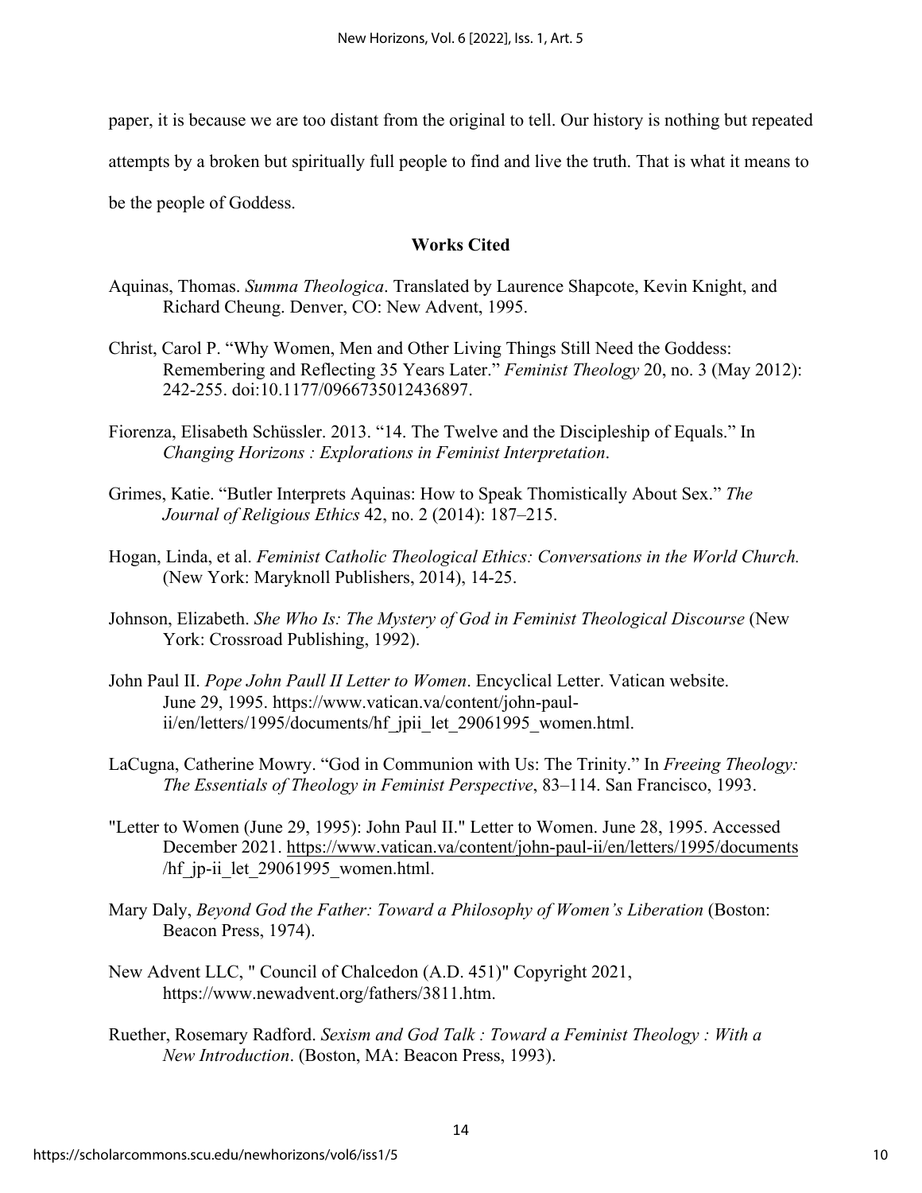paper, it is because we are too distant from the original to tell. Our history is nothing but repeated attempts by a broken but spiritually full people to find and live the truth. That is what it means to be the people of Goddess.

## Works Cited

Aquinas, Thomas. *Summa Theologica*. Translated by Laurence Shapcote, Kevin Knight, and Richard Cheung. Denver, CO: New Advent, 1995.

Christ, Carol P. "Why Women, Men and Other Living Things Still Need the Goddess: Remembering and Reflecting 35 Years Later." *Feminist Theology* 20, no. 3 (May 2012): 242-255. doi:10.1177/0966735012436897.

Fiorenza, Elisabeth Schüssler. 2013. "14. The Twelve and the Discipleship of Equals." In *Changing Horizons : Explorations in Feminist Interpretation*.

Grimes, Katie. "Butler Interprets Aquinas: How to Speak Thomistically About Sex." *The Journal of Religious Ethics* 42, no. 2 (2014): 187–215.

Hogan, Linda, et al. *Feminist Catholic Theological Ethics: Conversations in the World Church.* (New York: Maryknoll Publishers, 2014), 14-25.

Johnson, Elizabeth. *She Who Is: The Mystery of God in Feminist Theological Discourse* (New York: Crossroad Publishing, 1992).

John Paul II. *Pope John Paull II Letter to Women*. Encyclical Letter. Vatican website. June 29, 1995. https://www.vatican.va/content/john-paul-ii/en/letters/1995/documents/hf_jpii_let_29061995_women.html.

LaCugna, Catherine Mowry. "God in Communion with Us: The Trinity." In *Freeing Theology: The Essentials of Theology in Feminist Perspective*, 83–114. San Francisco, 1993.

"Letter to Women (June 29, 1995): John Paul II." Letter to Women. June 28, 1995. Accessed December 2021. https://www.vatican.va/content/john-paul-ii/en/letters/1995/documents/hf_jp-ii_let_29061995_women.html.

Mary Daly, *Beyond God the Father: Toward a Philosophy of Women's Liberation* (Boston: Beacon Press, 1974).

New Advent LLC, " Council of Chalcedon (A.D. 451)" Copyright 2021, https://www.newadvent.org/fathers/3811.htm.

Ruether, Rosemary Radford. *Sexism and God Talk : Toward a Feminist Theology : With a New Introduction*. (Boston, MA: Beacon Press, 1993).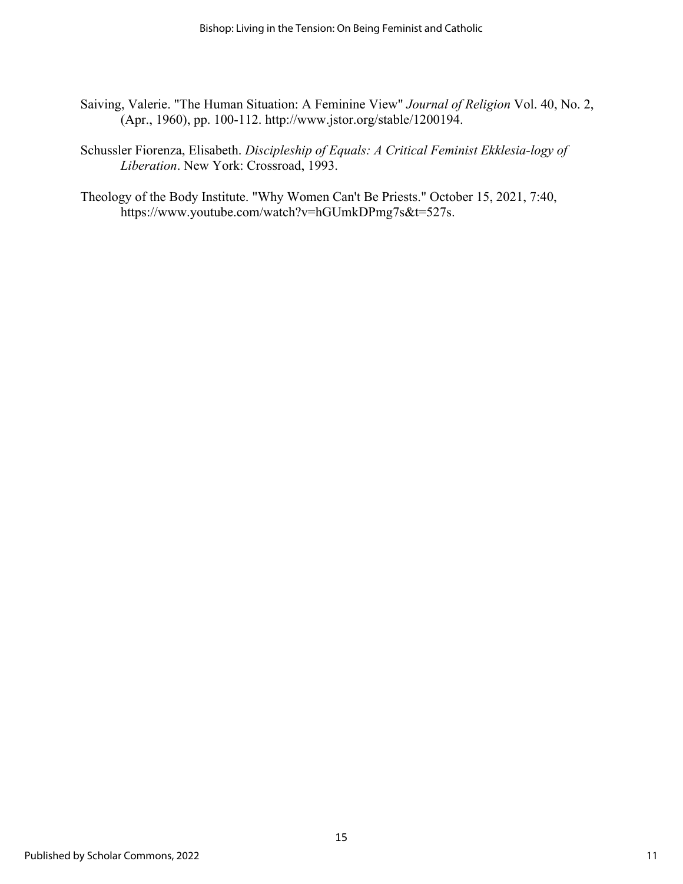Saiving, Valerie. "The Human Situation: A Feminine View" *Journal of Religion* Vol. 40, No. 2, (Apr., 1960), pp. 100-112. http://www.jstor.org/stable/1200194.

Schussler Fiorenza, Elisabeth. *Discipleship of Equals: A Critical Feminist Ekklesia-logy of Liberation*. New York: Crossroad, 1993.

Theology of the Body Institute. "Why Women Can't Be Priests." October 15, 2021, 7:40, https://www.youtube.com/watch?v=hGUmkDPmg7s&t=527s.